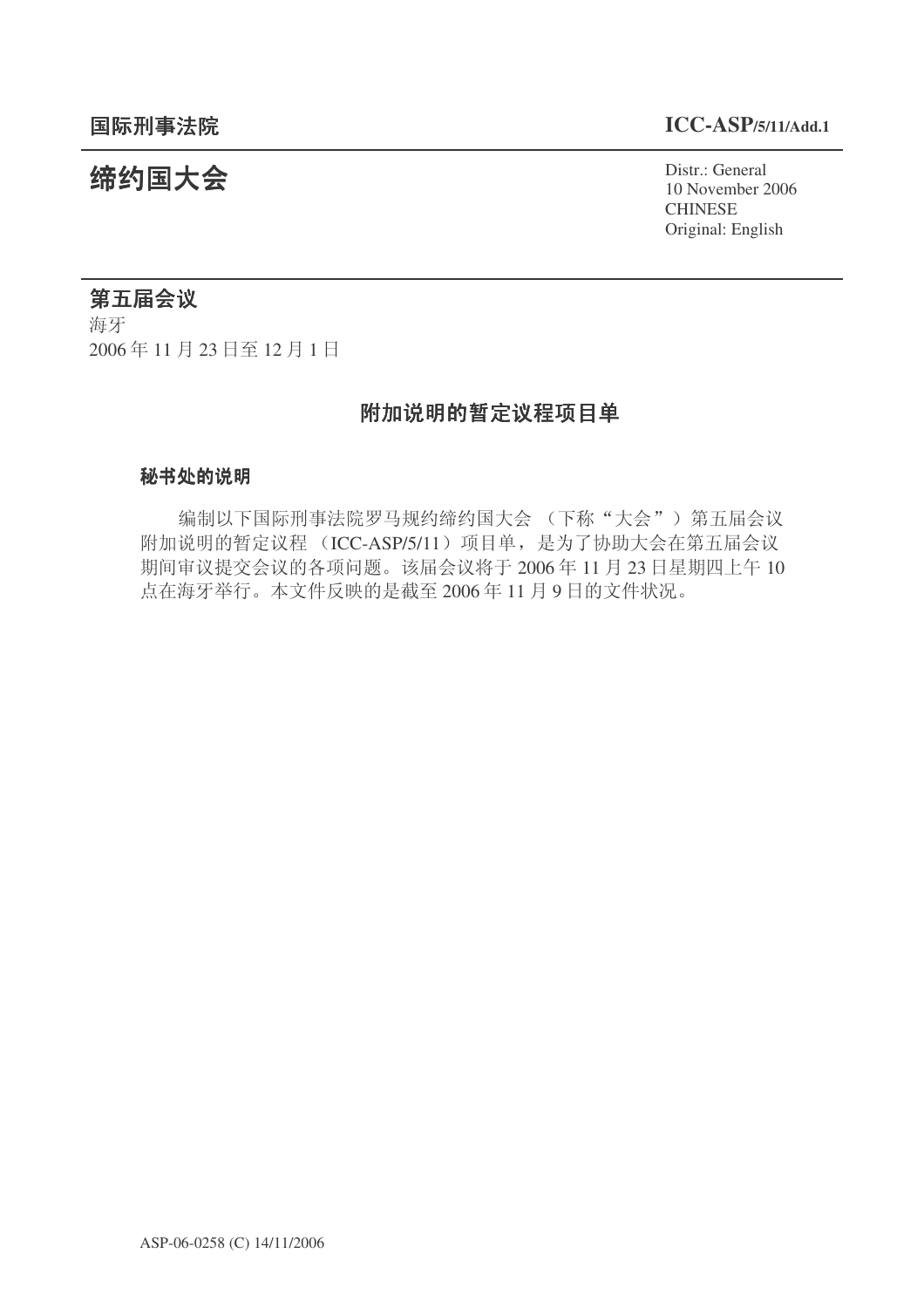国际刑事法院 **ICC-ASP/5/11/Add.1**

# 缔约国大会

Distr.: General
10 November 2006
CHINESE
Original: English

## 第五届会议

海牙
2006 年 11 月 23 日至 12 月 1 日

## 附加说明的暂定议程项目单

### 秘书处的说明

编制以下国际刑事法院罗马规约缔约国大会（下称“大会”）第五届会议附加说明的暂定议程（ICC-ASP/5/11）项目单，是为了协助大会在第五届会议期间审议提交会议的各项问题。该届会议将于 2006 年 11 月 23 日星期四上午 10 点在海牙举行。本文件反映的是截至 2006 年 11 月 9 日的文件状况。

ASP-06-0258 (C) 14/11/2006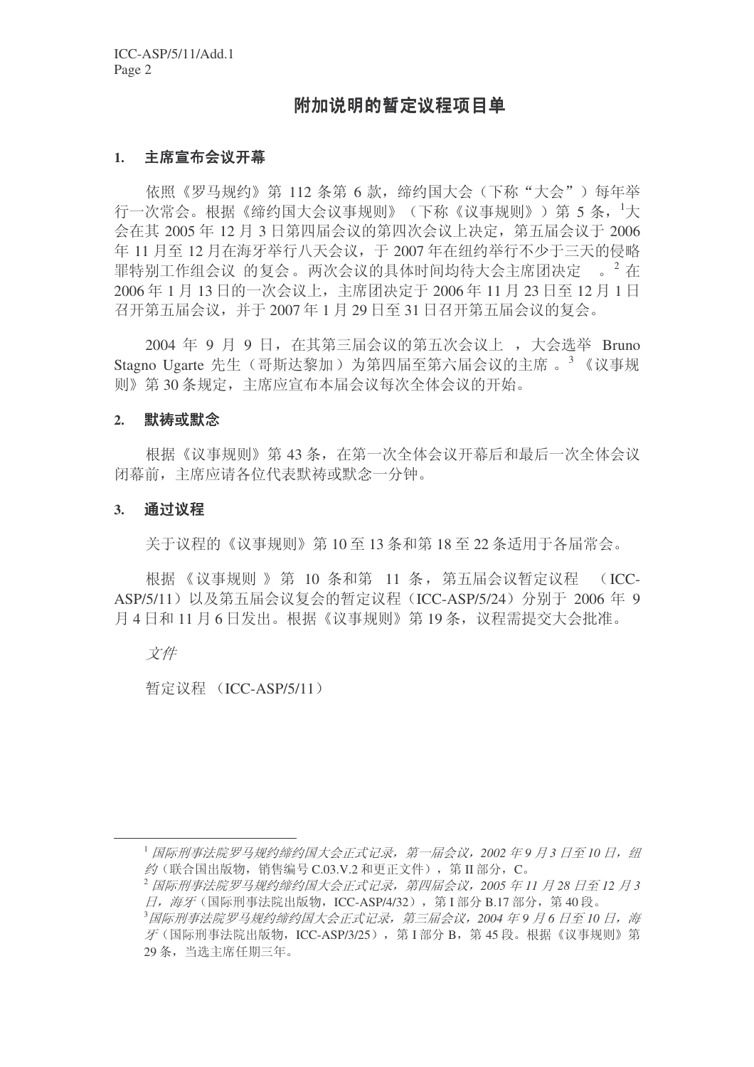# 附加说明的暂定议程项目单

## 1. 主席宣布会议开幕

依照《罗马规约》第 112 条第 6 款，缔约国大会（下称“大会”）每年举行一次常会。根据《缔约国大会议事规则》（下称《议事规则》）第 5 条，[1]大会在其 2005 年 12 月 3 日第四届会议的第四次会议上决定，第五届会议于 2006 年 11 月至 12 月在海牙举行八天会议，于 2007 年在纽约举行不少于三天的侵略罪特别工作组会议 的复会。两次会议的具体时间均待大会主席团决定 。[2] 在 2006 年 1 月 13 日的一次会议上，主席团决定于 2006 年 11 月 23 日至 12 月 1 日召开第五届会议，并于 2007 年 1 月 29 日至 31 日召开第五届会议的复会。

2004 年 9 月 9 日，在其第三届会议的第五次会议上 ，大会选举 Bruno Stagno Ugarte 先生（哥斯达黎加）为第四届至第六届会议的主席 。[3] 《议事规则》第 30 条规定，主席应宣布本届会议每次全体会议的开始。

## 2. 默祷或默念

根据《议事规则》第 43 条，在第一次全体会议开幕后和最后一次全体会议闭幕前，主席应请各位代表默祷或默念一分钟。

## 3. 通过议程

关于议程的《议事规则》第 10 至 13 条和第 18 至 22 条适用于各届常会。

根据 《议事规则 》第 10 条和第 11 条，第五届会议暂定议程 （ICC-ASP/5/11）以及第五届会议复会的暂定议程（ICC-ASP/5/24）分别于 2006 年 9 月 4 日和 11 月 6 日发出。根据《议事规则》第 19 条，议程需提交大会批准。

*文件*

暂定议程 （ICC-ASP/5/11）

---

[1] *国际刑事法院罗马规约缔约国大会正式记录，第一届会议，2002 年 9 月 3 日至 10 日，纽约*（联合国出版物，销售编号 C.03.V.2 和更正文件），第 II 部分，C。

[2] *国际刑事法院罗马规约缔约国大会正式记录，第四届会议，2005 年 11 月 28 日至 12 月 3 日，海牙*（国际刑事法院出版物，ICC-ASP/4/32），第 I 部分 B.17 部分，第 40 段。

[3] *国际刑事法院罗马规约缔约国大会正式记录，第三届会议，2004 年 9 月 6 日至 10 日，海牙*（国际刑事法院出版物，ICC-ASP/3/25），第 I 部分 B，第 45 段。根据《议事规则》第 29 条，当选主席任期三年。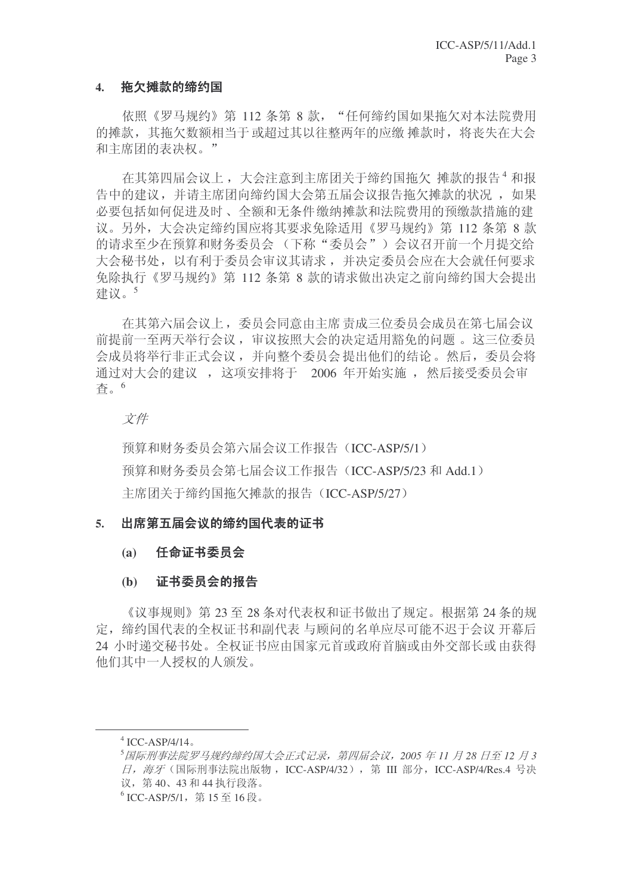## 4. 拖欠摊款的缔约国

依照《罗马规约》第 112 条第 8 款，“任何缔约国如果拖欠对本法院费用的摊款，其拖欠数额相当于或超过其以往整两年的应缴摊款时，将丧失在大会和主席团的表决权。”

在其第四届会议上，大会注意到主席团关于缔约国拖欠摊款的报告[4]和报告中的建议，并请主席团向缔约国大会第五届会议报告拖欠摊款的状况，如果必要包括如何促进及时、全额和无条件缴纳摊款和法院费用的预缴款措施的建议。另外，大会决定缔约国应将其要求免除适用《罗马规约》第 112 条第 8 款的请求至少在预算和财务委员会（下称“委员会”）会议召开前一个月提交给大会秘书处，以有利于委员会审议其请求，并决定委员会应在大会就任何要求免除执行《罗马规约》第 112 条第 8 款的请求做出决定之前向缔约国大会提出建议。[5]

在其第六届会议上，委员会同意由主席责成三位委员会成员在第七届会议前提前一至两天举行会议，审议按照大会的决定适用豁免的问题。这三位委员会成员将举行非正式会议，并向整个委员会提出他们的结论。然后，委员会将通过对大会的建议，这项安排将于 2006 年开始实施，然后接受委员会审查。[6]

*文件*

预算和财务委员会第六届会议工作报告（ICC-ASP/5/1）

预算和财务委员会第七届会议工作报告（ICC-ASP/5/23 和 Add.1）

主席团关于缔约国拖欠摊款的报告（ICC-ASP/5/27）

## 5. 出席第五届会议的缔约国代表的证书

### (a) 任命证书委员会

### (b) 证书委员会的报告

《议事规则》第 23 至 28 条对代表权和证书做出了规定。根据第 24 条的规定，缔约国代表的全权证书和副代表与顾问的名单应尽可能不迟于会议开幕后 24 小时递交秘书处。全权证书应由国家元首或政府首脑或由外交部长或由获得他们其中一人授权的人颁发。

---

[4] ICC-ASP/4/14。

[5] *国际刑事法院罗马规约缔约国大会正式记录，第四届会议，2005 年 11 月 28 日至 12 月 3 日，海牙*（国际刑事法院出版物，ICC-ASP/4/32），第 III 部分，ICC-ASP/4/Res.4 号决议，第 40、43 和 44 执行段落。

[6] ICC-ASP/5/1，第 15 至 16 段。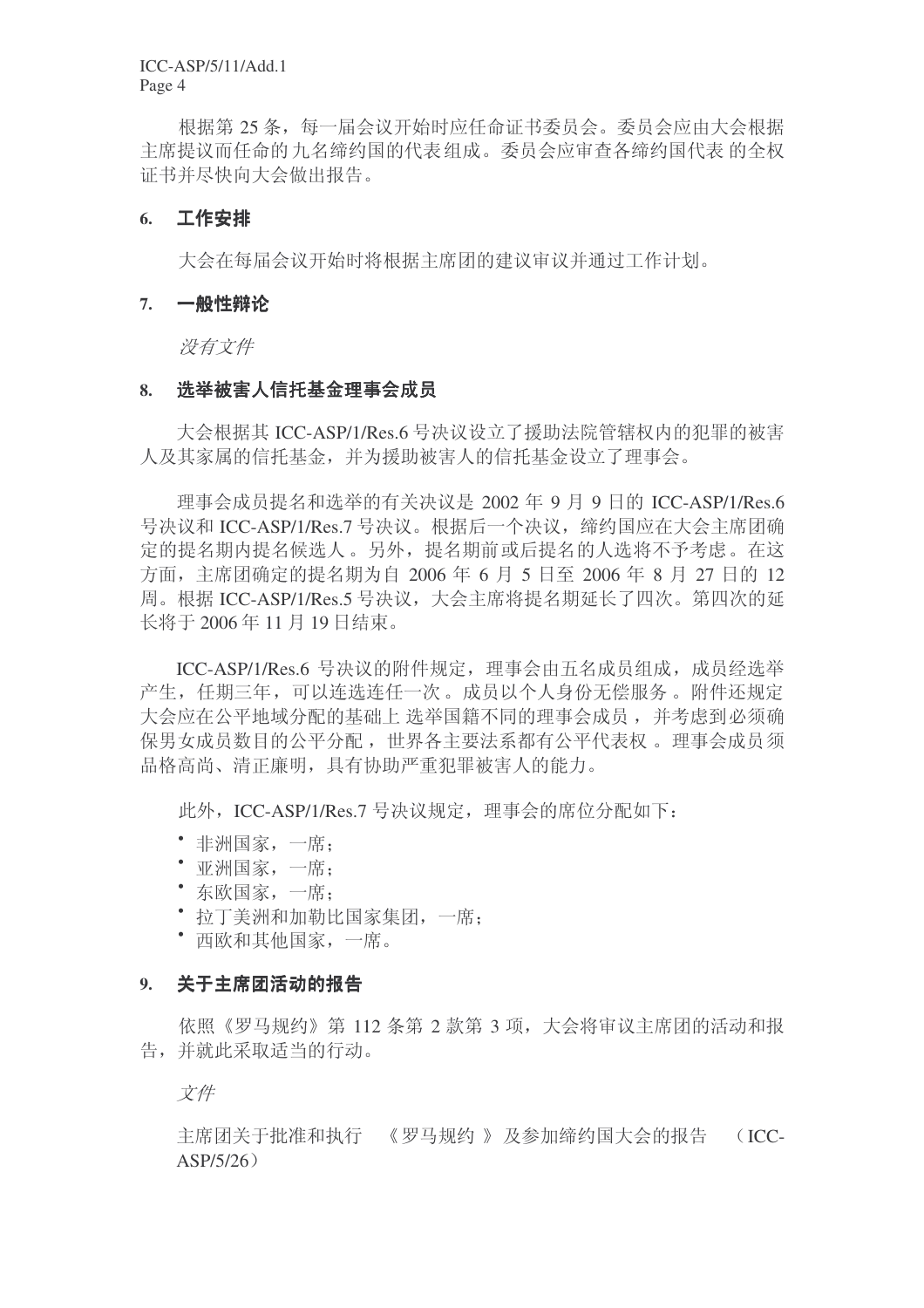根据第 25 条，每一届会议开始时应任命证书委员会。委员会应由大会根据主席提议而任命的九名缔约国的代表组成。委员会应审查各缔约国代表的全权证书并尽快向大会做出报告。

## 6. 工作安排

大会在每届会议开始时将根据主席团的建议审议并通过工作计划。

## 7. 一般性辩论

*没有文件*

## 8. 选举被害人信托基金理事会成员

大会根据其 ICC-ASP/1/Res.6 号决议设立了援助法院管辖权内的犯罪的被害人及其家属的信托基金，并为援助被害人的信托基金设立了理事会。

理事会成员提名和选举的有关决议是 2002 年 9 月 9 日的 ICC-ASP/1/Res.6 号决议和 ICC-ASP/1/Res.7 号决议。根据后一个决议，缔约国应在大会主席团确定的提名期内提名候选人。另外，提名期前或后提名的人选将不予考虑。在这方面，主席团确定的提名期为自 2006 年 6 月 5 日至 2006 年 8 月 27 日的 12 周。根据 ICC-ASP/1/Res.5 号决议，大会主席将提名期延长了四次。第四次的延长将于 2006 年 11 月 19 日结束。

ICC-ASP/1/Res.6 号决议的附件规定，理事会由五名成员组成，成员经选举产生，任期三年，可以连选连任一次。成员以个人身份无偿服务。附件还规定大会应在公平地域分配的基础上选举国籍不同的理事会成员，并考虑到必须确保男女成员数目的公平分配，世界各主要法系都有公平代表权。理事会成员须品格高尚、清正廉明，具有协助严重犯罪被害人的能力。

此外，ICC-ASP/1/Res.7 号决议规定，理事会的席位分配如下：

- 非洲国家，一席；
- 亚洲国家，一席；
- 东欧国家，一席；
- 拉丁美洲和加勒比国家集团，一席；
- 西欧和其他国家，一席。

## 9. 关于主席团活动的报告

依照《罗马规约》第 112 条第 2 款第 3 项，大会将审议主席团的活动和报告，并就此采取适当的行动。

*文件*

主席团关于批准和执行《罗马规约》及参加缔约国大会的报告（ICC-ASP/5/26）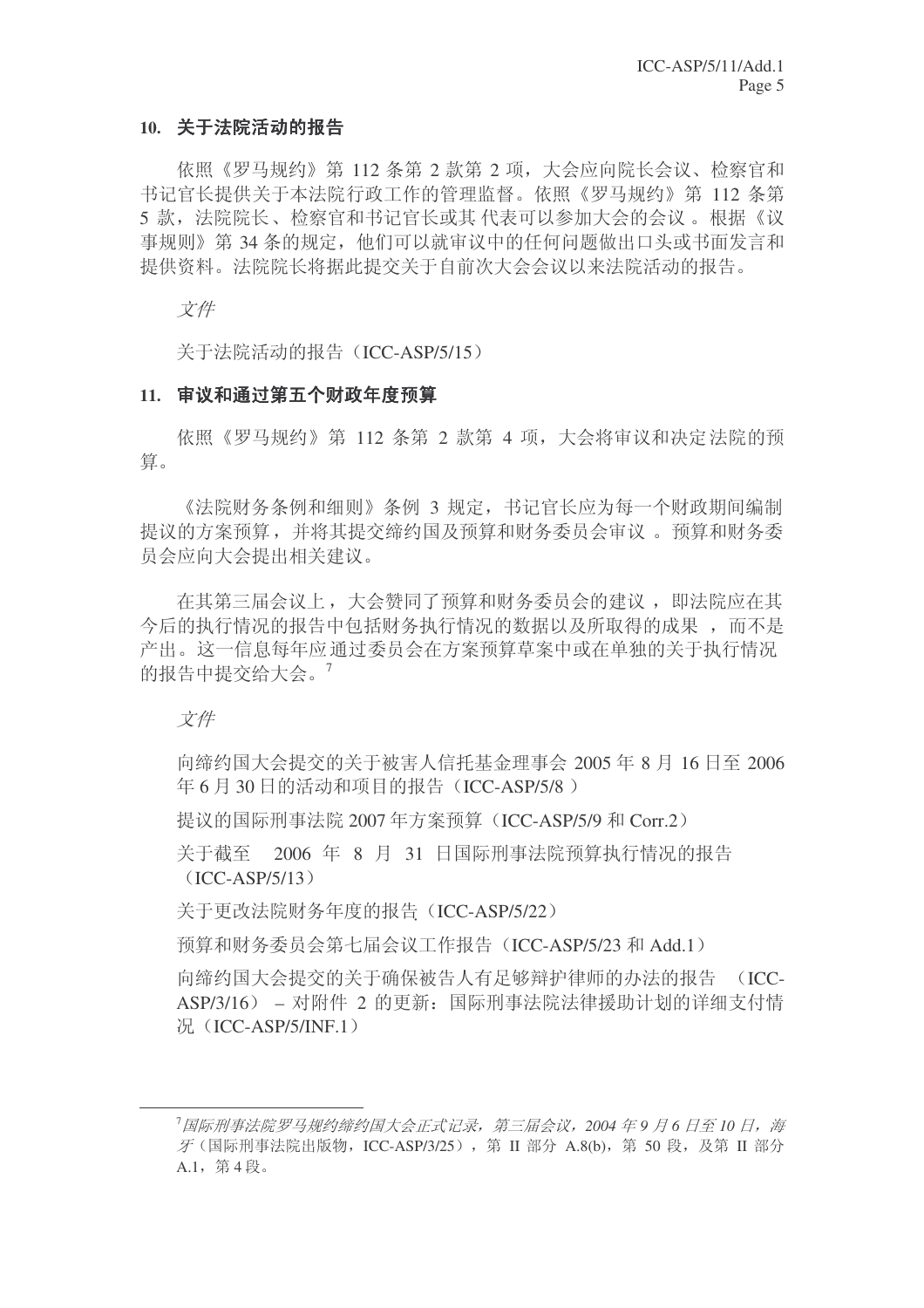### 10. 关于法院活动的报告

依照《罗马规约》第 112 条第 2 款第 2 项，大会应向院长会议、检察官和书记官长提供关于本法院行政工作的管理监督。依照《罗马规约》第 112 条第 5 款，法院院长、检察官和书记官长或其代表可以参加大会的会议。根据《议事规则》第 34 条的规定，他们可以就审议中的任何问题做出口头或书面发言和提供资料。法院院长将据此提交关于自前次大会会议以来法院活动的报告。

*文件*

关于法院活动的报告（ICC-ASP/5/15）

### 11. 审议和通过第五个财政年度预算

依照《罗马规约》第 112 条第 2 款第 4 项，大会将审议和决定法院的预算。

《法院财务条例和细则》条例 3 规定，书记官长应为每一个财政期间编制提议的方案预算，并将其提交缔约国及预算和财务委员会审议。预算和财务委员会应向大会提出相关建议。

在其第三届会议上，大会赞同了预算和财务委员会的建议，即法院应在其今后的执行情况的报告中包括财务执行情况的数据以及所取得的成果，而不是产出。这一信息每年应通过委员会在方案预算草案中或在单独的关于执行情况的报告中提交给大会。[7]

*文件*

向缔约国大会提交的关于被害人信托基金理事会 2005 年 8 月 16 日至 2006 年 6 月 30 日的活动和项目的报告（ICC-ASP/5/8）

提议的国际刑事法院 2007 年方案预算（ICC-ASP/5/9 和 Corr.2）

关于截至 2006 年 8 月 31 日国际刑事法院预算执行情况的报告（ICC-ASP/5/13）

关于更改法院财务年度的报告（ICC-ASP/5/22）

预算和财务委员会第七届会议工作报告（ICC-ASP/5/23 和 Add.1）

向缔约国大会提交的关于确保被告人有足够辩护律师的办法的报告（ICC-ASP/3/16） – 对附件 2 的更新：国际刑事法院法律援助计划的详细支付情况（ICC-ASP/5/INF.1）

---

[7] *国际刑事法院罗马规约缔约国大会正式记录，第三届会议，2004 年 9 月 6 日至 10 日，海牙*（国际刑事法院出版物，ICC-ASP/3/25），第 II 部分 A.8(b)，第 50 段，及第 II 部分 A.1，第 4 段。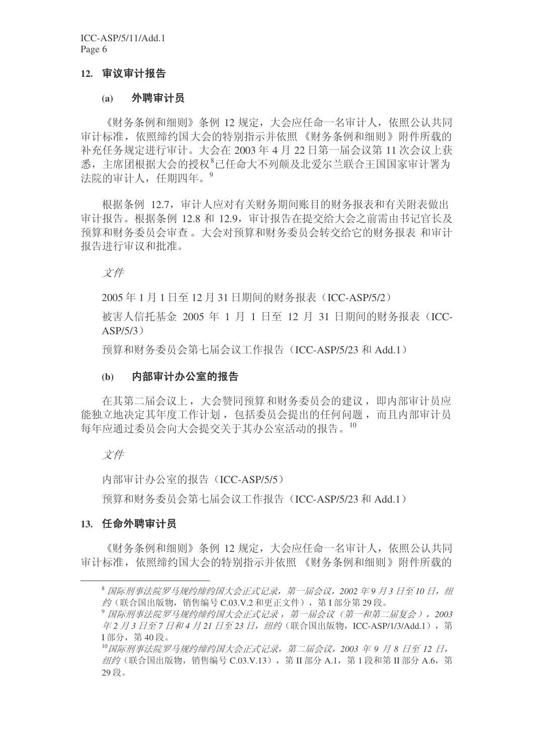## 12. 审议审计报告

### (a) 外聘审计员

《财务条例和细则》条例 12 规定，大会应任命一名审计人，依照公认共同审计标准，依照缔约国大会的特别指示并依照《财务条例和细则》附件所载的补充任务规定进行审计。大会在 2003 年 4 月 22 日第一届会议第 11 次会议上获悉，主席团根据大会的授权[8]已任命大不列颠及北爱尔兰联合王国国家审计署为法院的审计人，任期四年。[9]

根据条例 12.7，审计人应对有关财务期间账目的财务报表和有关附表做出审计报告。根据条例 12.8 和 12.9，审计报告在提交给大会之前需由书记官长及预算和财务委员会审查。大会对预算和财务委员会转交给它的财务报表和审计报告进行审议和批准。

*文件*

2005 年 1 月 1 日至 12 月 31 日期间的财务报表（ICC-ASP/5/2）

被害人信托基金 2005 年 1 月 1 日至 12 月 31 日期间的财务报表（ICC-ASP/5/3）

预算和财务委员会第七届会议工作报告（ICC-ASP/5/23 和 Add.1）

### (b) 内部审计办公室的报告

在其第二届会议上，大会赞同预算和财务委员会的建议，即内部审计员应能独立地决定其年度工作计划，包括委员会提出的任何问题，而且内部审计员每年应通过委员会向大会提交关于其办公室活动的报告。[10]

*文件*

内部审计办公室的报告（ICC-ASP/5/5）

预算和财务委员会第七届会议工作报告（ICC-ASP/5/23 和 Add.1）

## 13. 任命外聘审计员

《财务条例和细则》条例 12 规定，大会应任命一名审计人，依照公认共同审计标准，依照缔约国大会的特别指示并依照《财务条例和细则》附件所载的

---

[8] *国际刑事法院罗马规约缔约国大会正式记录，第一届会议，2002 年 9 月 3 日至 10 日，纽约*（联合国出版物，销售编号 C.03.V.2 和更正文件），第 I 部分第 29 段。

[9] *国际刑事法院罗马规约缔约国大会正式记录，第一届会议（第一和第二届复会），2003 年 2 月 3 日至 7 日和 4 月 21 日至 23 日，纽约*（联合国出版物，ICC-ASP/1/3/Add.1），第 I 部分，第 40 段。

[10] *国际刑事法院罗马规约缔约国大会正式记录，第二届会议，2003 年 9 月 8 日至 12 日，纽约*（联合国出版物，销售编号 C.03.V.13），第 II 部分 A.1，第 1 段和第 II 部分 A.6，第 29 段。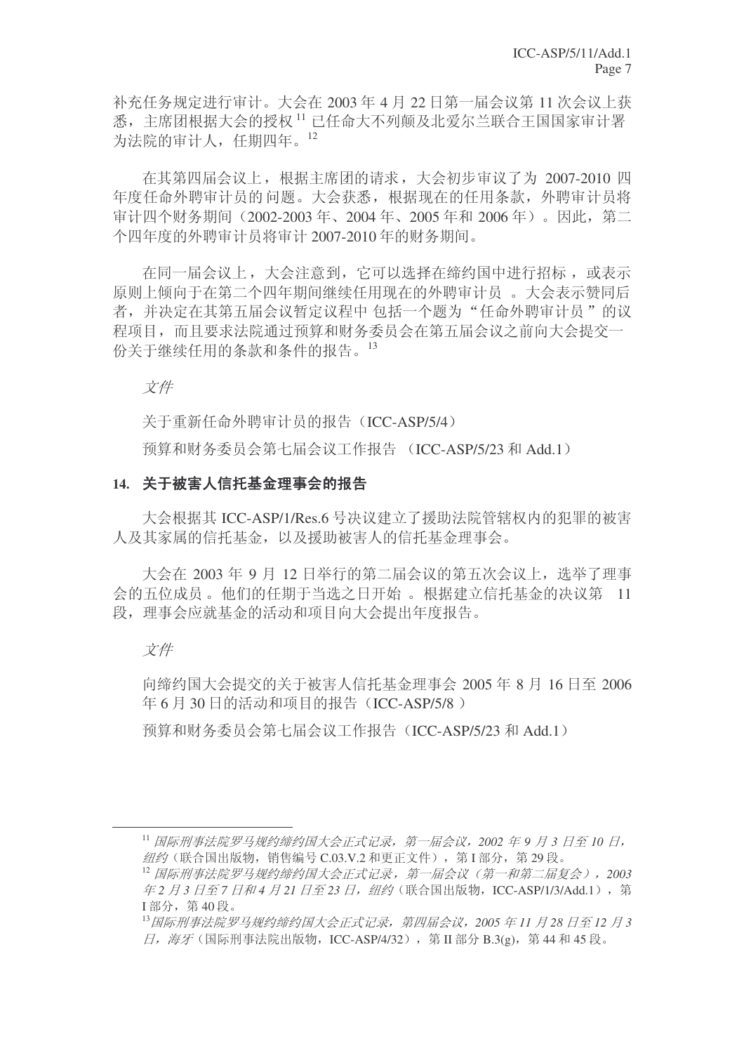补充任务规定进行审计。大会在 2003 年 4 月 22 日第一届会议第 11 次会议上获悉，主席团根据大会的授权[11] 已任命大不列颠及北爱尔兰联合王国国家审计署为法院的审计人，任期四年。[12]

在其第四届会议上，根据主席团的请求，大会初步审议了为 2007-2010 四年度任命外聘审计员的问题。大会获悉，根据现在的任用条款，外聘审计员将审计四个财务期间（2002-2003 年、2004 年、2005 年和 2006 年）。因此，第二个四年度的外聘审计员将审计 2007-2010 年的财务期间。

在同一届会议上，大会注意到，它可以选择在缔约国中进行招标，或表示原则上倾向于在第二个四年期间继续任用现在的外聘审计员。大会表示赞同后者，并决定在其第五届会议暂定议程中包括一个题为“任命外聘审计员”的议程项目，而且要求法院通过预算和财务委员会在第五届会议之前向大会提交一份关于继续任用的条款和条件的报告。[13]

*文件*

关于重新任命外聘审计员的报告（ICC-ASP/5/4）

预算和财务委员会第七届会议工作报告（ICC-ASP/5/23 和 Add.1）

**14. 关于被害人信托基金理事会的报告**

大会根据其 ICC-ASP/1/Res.6 号决议建立了援助法院管辖权内的犯罪的被害人及其家属的信托基金，以及援助被害人的信托基金理事会。

大会在 2003 年 9 月 12 日举行的第二届会议的第五次会议上，选举了理事会的五位成员。他们的任期于当选之日开始。根据建立信托基金的决议第 11 段，理事会应就基金的活动和项目向大会提出年度报告。

*文件*

向缔约国大会提交的关于被害人信托基金理事会 2005 年 8 月 16 日至 2006 年 6 月 30 日的活动和项目的报告（ICC-ASP/5/8）

预算和财务委员会第七届会议工作报告（ICC-ASP/5/23 和 Add.1）

---

[11] *国际刑事法院罗马规约缔约国大会正式记录，第一届会议，2002 年 9 月 3 日至 10 日，纽约*（联合国出版物，销售编号 C.03.V.2 和更正文件），第 I 部分，第 29 段。

[12] *国际刑事法院罗马规约缔约国大会正式记录，第一届会议（第一和第二届复会），2003 年 2 月 3 日至 7 日和 4 月 21 日至 23 日，纽约*（联合国出版物，ICC-ASP/1/3/Add.1），第 I 部分，第 40 段。

[13] *国际刑事法院罗马规约缔约国大会正式记录，第四届会议，2005 年 11 月 28 日至 12 月 3 日，海牙*（国际刑事法院出版物，ICC-ASP/4/32），第 II 部分 B.3(g)，第 44 和 45 段。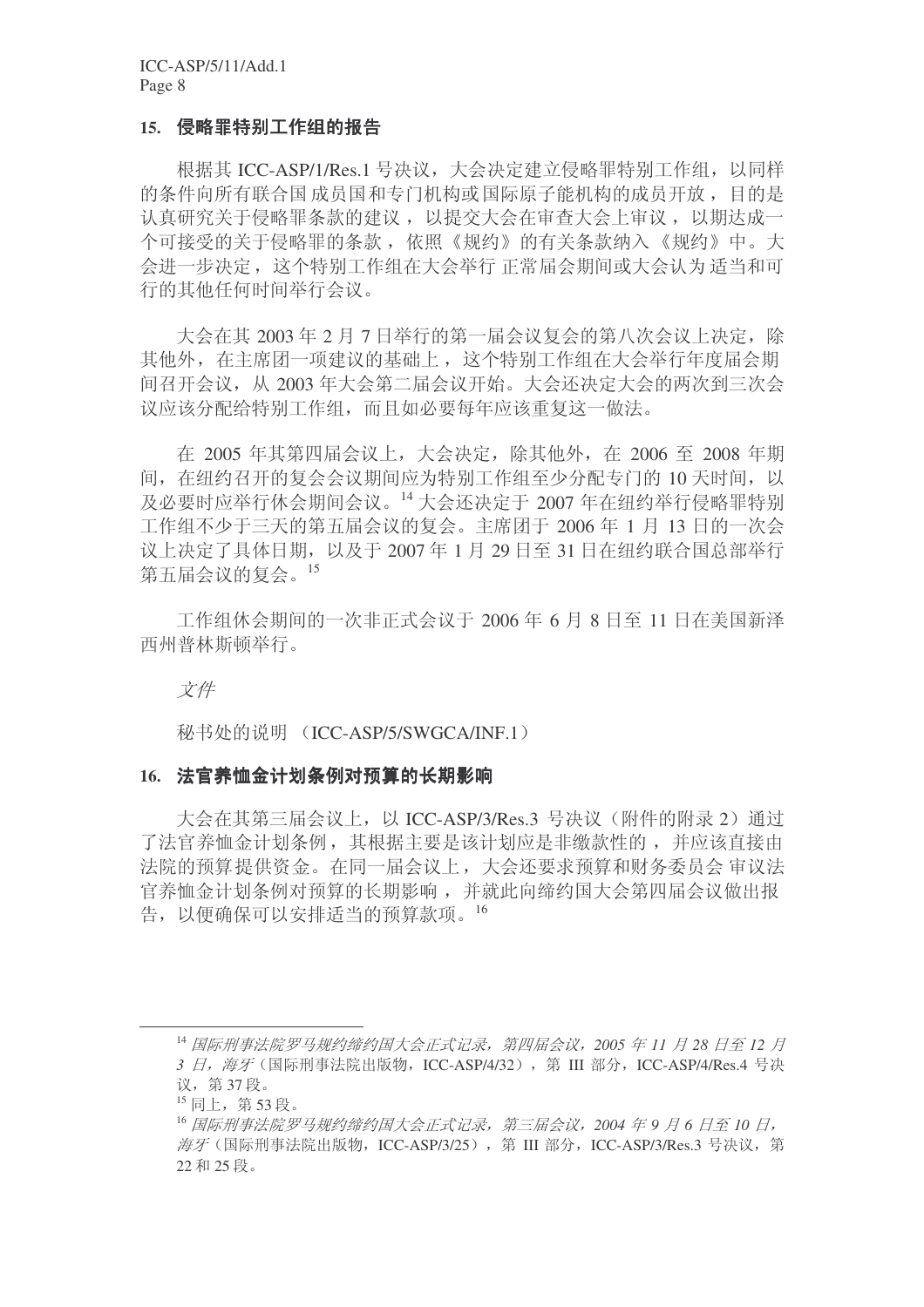### 15. 侵略罪特别工作组的报告

根据其 ICC-ASP/1/Res.1 号决议，大会决定建立侵略罪特别工作组，以同样的条件向所有联合国成员国和专门机构或国际原子能机构的成员开放，目的是认真研究关于侵略罪条款的建议，以提交大会在审查大会上审议，以期达成一个可接受的关于侵略罪的条款，依照《规约》的有关条款纳入《规约》中。大会进一步决定，这个特别工作组在大会举行正常届会期间或大会认为适当和可行的其他任何时间举行会议。

大会在其 2003 年 2 月 7 日举行的第一届会议复会的第八次会议上决定，除其他外，在主席团一项建议的基础上，这个特别工作组在大会举行年度届会期间召开会议，从 2003 年大会第二届会议开始。大会还决定大会的两次到三次会议应该分配给特别工作组，而且如必要每年应该重复这一做法。

在 2005 年其第四届会议上，大会决定，除其他外，在 2006 至 2008 年期间，在纽约召开的复会会议期间应为特别工作组至少分配专门的 10 天时间，以及必要时应举行休会期间会议。[14] 大会还决定于 2007 年在纽约举行侵略罪特别工作组不少于三天的第五届会议的复会。主席团于 2006 年 1 月 13 日的一次会议上决定了具体日期，以及于 2007 年 1 月 29 日至 31 日在纽约联合国总部举行第五届会议的复会。[15]

工作组休会期间的一次非正式会议于 2006 年 6 月 8 日至 11 日在美国新泽西州普林斯顿举行。

*文件*

秘书处的说明 （ICC-ASP/5/SWGCA/INF.1）

### 16. 法官养恤金计划条例对预算的长期影响

大会在其第三届会议上，以 ICC-ASP/3/Res.3 号决议（附件的附录 2）通过了法官养恤金计划条例，其根据主要是该计划应是非缴款性的，并应该直接由法院的预算提供资金。在同一届会议上，大会还要求预算和财务委员会审议法官养恤金计划条例对预算的长期影响，并就此向缔约国大会第四届会议做出报告，以便确保可以安排适当的预算款项。[16]

---

[14] *国际刑事法院罗马规约缔约国大会正式记录，第四届会议，2005 年 11 月 28 日至 12 月 3 日，海牙*（国际刑事法院出版物，ICC-ASP/4/32），第 III 部分，ICC-ASP/4/Res.4 号决议，第 37 段。

[15] 同上，第 53 段。

[16] *国际刑事法院罗马规约缔约国大会正式记录，第三届会议，2004 年 9 月 6 日至 10 日，海牙*（国际刑事法院出版物，ICC-ASP/3/25），第 III 部分，ICC-ASP/3/Res.3 号决议，第 22 和 25 段。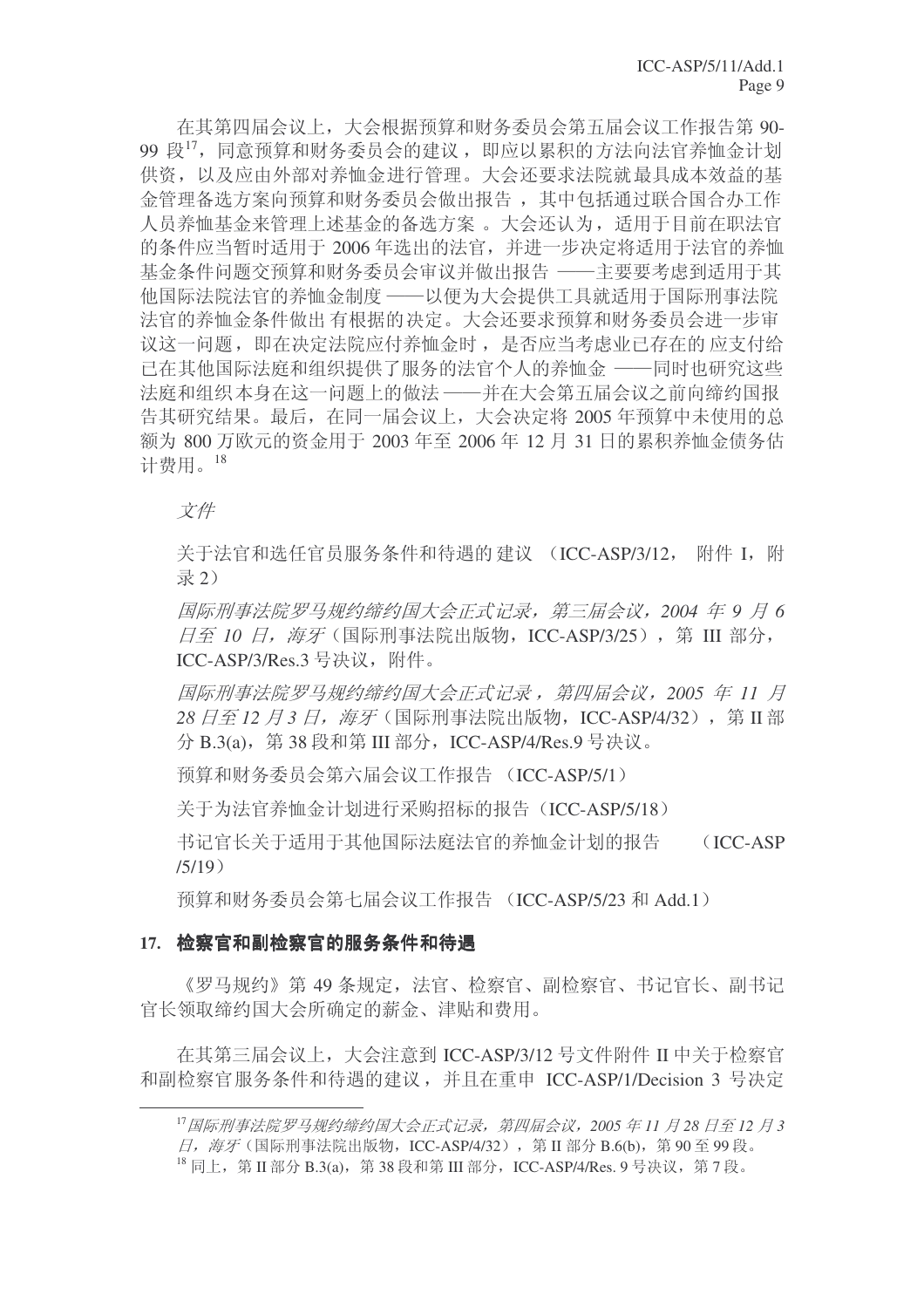在其第四届会议上，大会根据预算和财务委员会第五届会议工作报告第 90-99 段[17]，同意预算和财务委员会的建议，即应以累积的方法向法官养恤金计划供资，以及应由外部对养恤金进行管理。大会还要求法院就最具成本效益的基金管理备选方案向预算和财务委员会做出报告，其中包括通过联合国合办工作人员养恤基金来管理上述基金的备选方案。大会还认为，适用于目前在职法官的条件应当暂时适用于 2006 年选出的法官，并进一步决定将适用于法官的养恤基金条件问题交预算和财务委员会审议并做出报告 ——主要要考虑到适用于其他国际法院法官的养恤金制度 ——以便为大会提供工具就适用于国际刑事法院法官的养恤金条件做出有根据的决定。大会还要求预算和财务委员会进一步审议这一问题，即在决定法院应付养恤金时，是否应当考虑业已存在的应支付给已在其他国际法庭和组织提供了服务的法官个人的养恤金 ——同时也研究这些法庭和组织本身在这一问题上的做法 ——并在大会第五届会议之前向缔约国报告其研究结果。最后，在同一届会议上，大会决定将 2005 年预算中未使用的总额为 800 万欧元的资金用于 2003 年至 2006 年 12 月 31 日的累积养恤金债务估计费用。[18]

*文件*

关于法官和选任官员服务条件和待遇的建议（ICC-ASP/3/12，附件 I，附录 2）

*国际刑事法院罗马规约缔约国大会正式记录，第三届会议，2004 年 9 月 6 日至 10 日，海牙*（国际刑事法院出版物，ICC-ASP/3/25），第 III 部分，ICC-ASP/3/Res.3 号决议，附件。

*国际刑事法院罗马规约缔约国大会正式记录，第四届会议，2005 年 11 月 28 日至 12 月 3 日，海牙*（国际刑事法院出版物，ICC-ASP/4/32），第 II 部分 B.3(a)，第 38 段和第 III 部分，ICC-ASP/4/Res.9 号决议。

预算和财务委员会第六届会议工作报告（ICC-ASP/5/1）

关于为法官养恤金计划进行采购招标的报告（ICC-ASP/5/18）

书记官长关于适用于其他国际法庭法官的养恤金计划的报告（ICC-ASP/5/19）

预算和财务委员会第七届会议工作报告（ICC-ASP/5/23 和 Add.1）

### 17. 检察官和副检察官的服务条件和待遇

《罗马规约》第 49 条规定，法官、检察官、副检察官、书记官长、副书记官长领取缔约国大会所确定的薪金、津贴和费用。

在其第三届会议上，大会注意到 ICC-ASP/3/12 号文件附件 II 中关于检察官和副检察官服务条件和待遇的建议，并且在重申 ICC-ASP/1/Decision 3 号决定

---

[17] *国际刑事法院罗马规约缔约国大会正式记录，第四届会议，2005 年 11 月 28 日至 12 月 3 日，海牙*（国际刑事法院出版物，ICC-ASP/4/32），第 II 部分 B.6(b)，第 90 至 99 段。

[18] 同上，第 II 部分 B.3(a)，第 38 段和第 III 部分，ICC-ASP/4/Res. 9 号决议，第 7 段。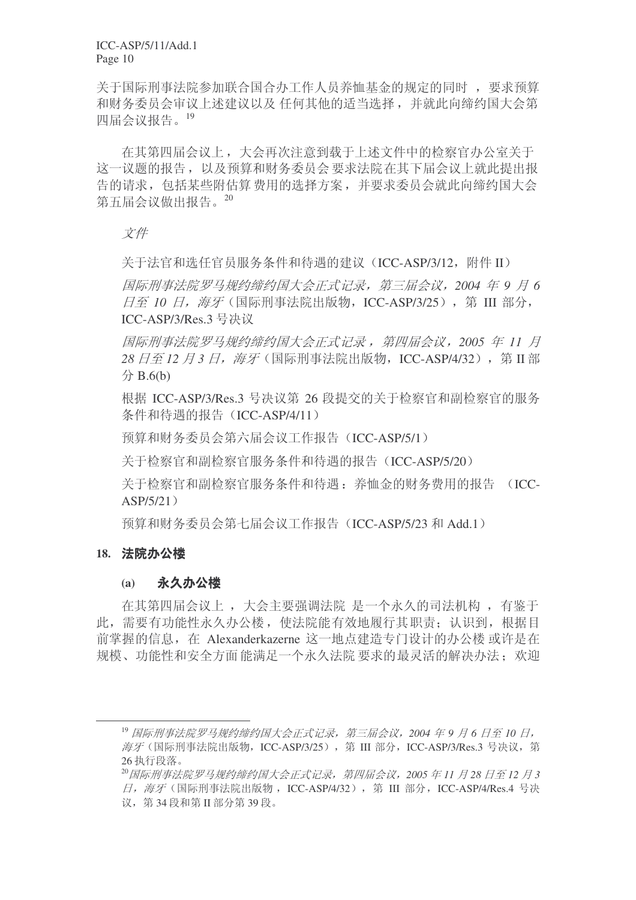关于国际刑事法院参加联合国合办工作人员养恤基金的规定的同时，要求预算和财务委员会审议上述建议以及任何其他的适当选择，并就此向缔约国大会第四届会议报告。[19]

在其第四届会议上，大会再次注意到载于上述文件中的检察官办公室关于这一议题的报告，以及预算和财务委员会要求法院在其下届会议上就此提出报告的请求，包括某些附估算费用的选择方案，并要求委员会就此向缔约国大会第五届会议做出报告。[20]

*文件*

关于法官和选任官员服务条件和待遇的建议（ICC-ASP/3/12，附件 II）

*国际刑事法院罗马规约缔约国大会正式记录，第三届会议，2004 年 9 月 6 日至 10 日，海牙*（国际刑事法院出版物，ICC-ASP/3/25），第 III 部分，ICC-ASP/3/Res.3 号决议

*国际刑事法院罗马规约缔约国大会正式记录，第四届会议，2005 年 11 月 28 日至 12 月 3 日，海牙*（国际刑事法院出版物，ICC-ASP/4/32），第 II 部分 B.6(b)

根据 ICC-ASP/3/Res.3 号决议第 26 段提交的关于检察官和副检察官的服务条件和待遇的报告（ICC-ASP/4/11）

预算和财务委员会第六届会议工作报告（ICC-ASP/5/1）

关于检察官和副检察官服务条件和待遇的报告（ICC-ASP/5/20）

关于检察官和副检察官服务条件和待遇：养恤金的财务费用的报告（ICC-ASP/5/21）

预算和财务委员会第七届会议工作报告（ICC-ASP/5/23 和 Add.1）

## 18. 法院办公楼

### (a) 永久办公楼

在其第四届会议上，大会主要强调法院是一个永久的司法机构，有鉴于此，需要有功能性永久办公楼，使法院能有效地履行其职责；认识到，根据目前掌握的信息，在 Alexanderkazerne 这一地点建造专门设计的办公楼或许是在规模、功能性和安全方面能满足一个永久法院要求的最灵活的解决办法；欢迎

---

[19] *国际刑事法院罗马规约缔约国大会正式记录，第三届会议，2004 年 9 月 6 日至 10 日，海牙*（国际刑事法院出版物，ICC-ASP/3/25），第 III 部分，ICC-ASP/3/Res.3 号决议，第 26 执行段落。

[20] *国际刑事法院罗马规约缔约国大会正式记录，第四届会议，2005 年 11 月 28 日至 12 月 3 日，海牙*（国际刑事法院出版物，ICC-ASP/4/32），第 III 部分，ICC-ASP/4/Res.4 号决议，第 34 段和第 II 部分第 39 段。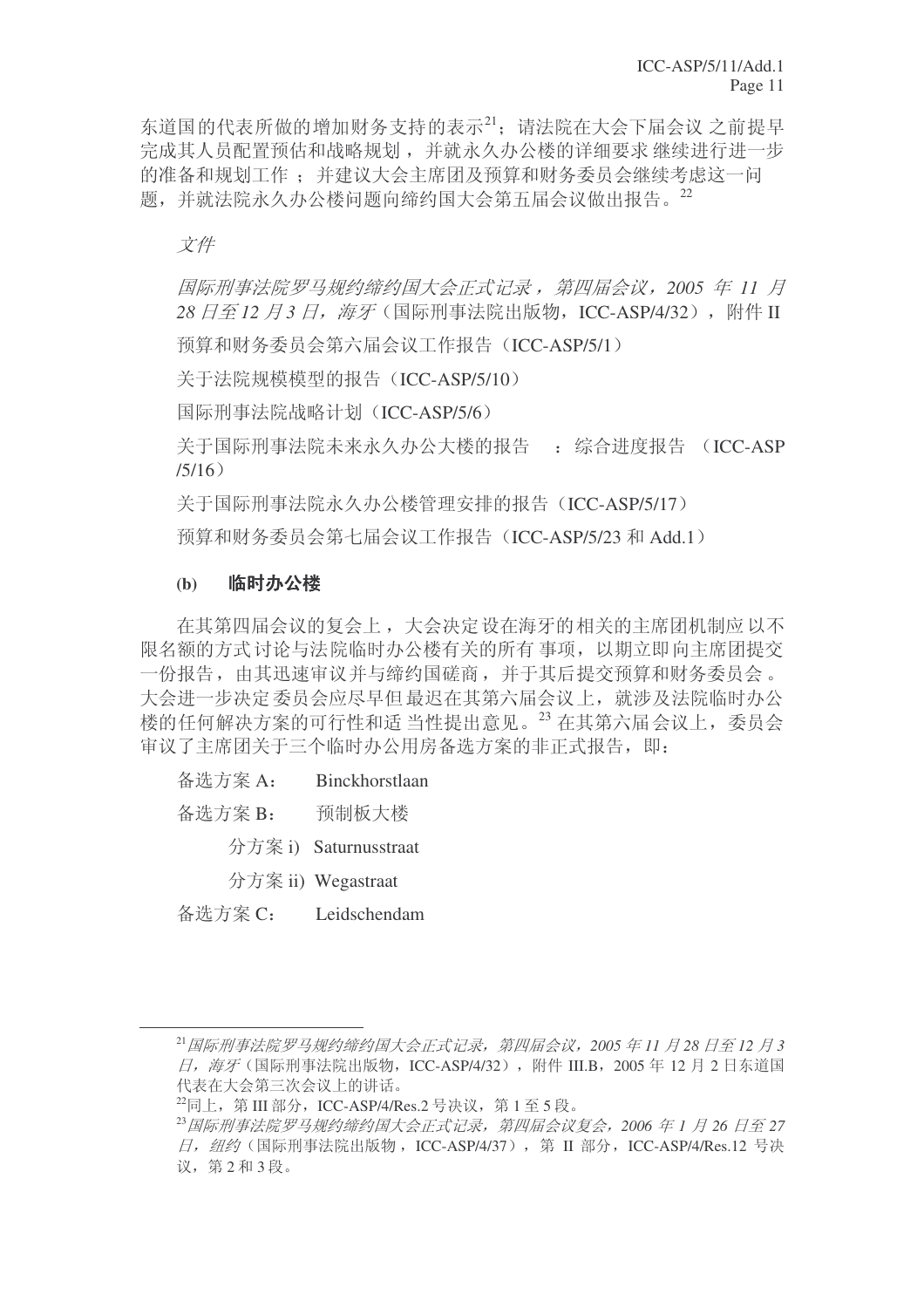东道国的代表所做的增加财务支持的表示[21]；请法院在大会下届会议之前提早完成其人员配置预估和战略规划，并就永久办公楼的详细要求继续进行进一步的准备和规划工作；并建议大会主席团及预算和财务委员会继续考虑这一问题，并就法院永久办公楼问题向缔约国大会第五届会议做出报告。[22]

*文件*

*国际刑事法院罗马规约缔约国大会正式记录，第四届会议，2005 年 11 月 28 日至 12 月 3 日，海牙*（国际刑事法院出版物，ICC-ASP/4/32），附件 II

预算和财务委员会第六届会议工作报告（ICC-ASP/5/1）

关于法院规模模型的报告（ICC-ASP/5/10）

国际刑事法院战略计划（ICC-ASP/5/6）

关于国际刑事法院未来永久办公大楼的报告　：综合进度报告　（ICC-ASP/5/16）

关于国际刑事法院永久办公楼管理安排的报告（ICC-ASP/5/17）

预算和财务委员会第七届会议工作报告（ICC-ASP/5/23 和 Add.1）

### (b) 临时办公楼

在其第四届会议的复会上，大会决定设在海牙的相关的主席团机制应以不限名额的方式讨论与法院临时办公楼有关的所有事项，以期立即向主席团提交一份报告，由其迅速审议并与缔约国磋商，并于其后提交预算和财务委员会。大会进一步决定委员会应尽早但最迟在其第六届会议上，就涉及法院临时办公楼的任何解决方案的可行性和适当性提出意见。[23] 在其第六届会议上，委员会审议了主席团关于三个临时办公用房备选方案的非正式报告，即：

备选方案 A：　Binckhorstlaan

备选方案 B：　预制板大楼

　　分方案 i)　Saturnusstraat

　　分方案 ii)　Wegastraat

备选方案 C：　Leidschendam

---

[21] *国际刑事法院罗马规约缔约国大会正式记录，第四届会议，2005 年 11 月 28 日至 12 月 3 日，海牙*（国际刑事法院出版物，ICC-ASP/4/32），附件 III.B，2005 年 12 月 2 日东道国代表在大会第三次会议上的讲话。

[22] 同上，第 III 部分，ICC-ASP/4/Res.2 号决议，第 1 至 5 段。

[23] *国际刑事法院罗马规约缔约国大会正式记录，第四届会议复会，2006 年 1 月 26 日至 27 日，纽约*（国际刑事法院出版物，ICC-ASP/4/37），第 II 部分，ICC-ASP/4/Res.12 号决议，第 2 和 3 段。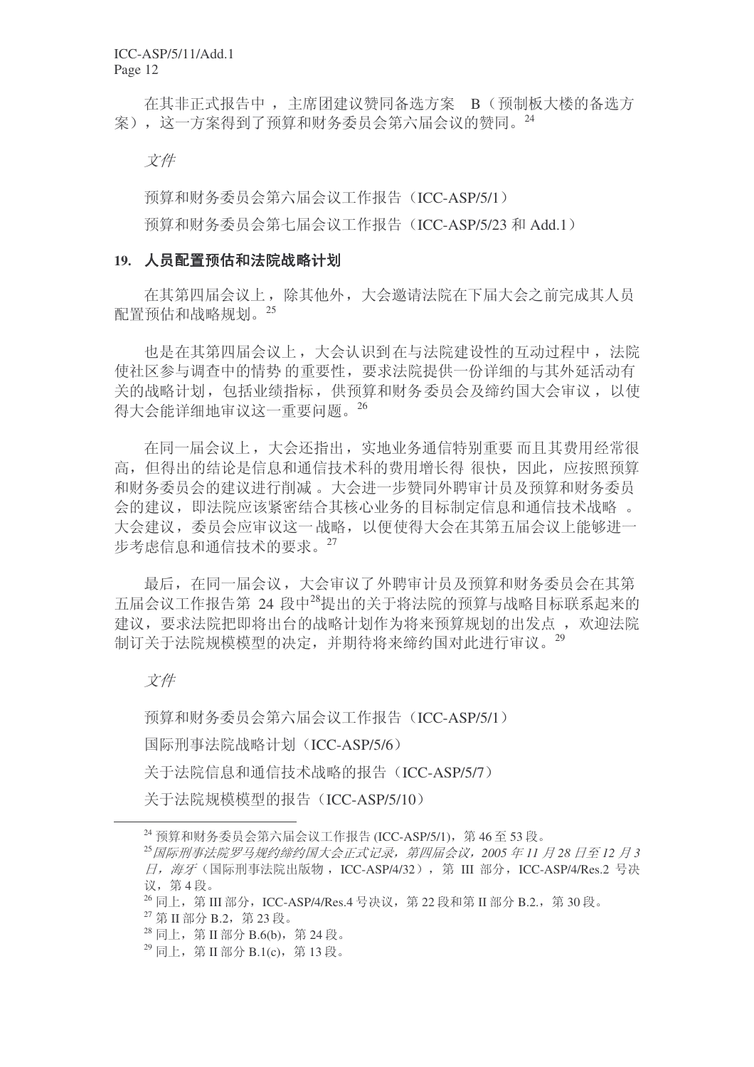在其非正式报告中，主席团建议赞同备选方案 B（预制板大楼的备选方案），这一方案得到了预算和财务委员会第六届会议的赞同。[24]

*文件*

预算和财务委员会第六届会议工作报告（ICC-ASP/5/1）

预算和财务委员会第七届会议工作报告（ICC-ASP/5/23 和 Add.1）

## 19. 人员配置预估和法院战略计划

在其第四届会议上，除其他外，大会邀请法院在下届大会之前完成其人员配置预估和战略规划。[25]

也是在其第四届会议上，大会认识到在与法院建设性的互动过程中，法院使社区参与调查中的情势的重要性，要求法院提供一份详细的与其外延活动有关的战略计划，包括业绩指标，供预算和财务委员会及缔约国大会审议，以使得大会能详细地审议这一重要问题。[26]

在同一届会议上，大会还指出，实地业务通信特别重要而且其费用经常很高，但得出的结论是信息和通信技术科的费用增长得很快，因此，应按照预算和财务委员会的建议进行削减。大会进一步赞同外聘审计员及预算和财务委员会的建议，即法院应该紧密结合其核心业务的目标制定信息和通信技术战略。大会建议，委员会应审议这一战略，以便使得大会在其第五届会议上能够进一步考虑信息和通信技术的要求。[27]

最后，在同一届会议，大会审议了外聘审计员及预算和财务委员会在其第五届会议工作报告第 24 段中[28]提出的关于将法院的预算与战略目标联系起来的建议，要求法院把即将出台的战略计划作为将来预算规划的出发点，欢迎法院制订关于法院规模模型的决定，并期待将来缔约国对此进行审议。[29]

*文件*

预算和财务委员会第六届会议工作报告（ICC-ASP/5/1）

国际刑事法院战略计划（ICC-ASP/5/6）

关于法院信息和通信技术战略的报告（ICC-ASP/5/7）

关于法院规模模型的报告（ICC-ASP/5/10）

---

[24] 预算和财务委员会第六届会议工作报告 (ICC-ASP/5/1)，第 46 至 53 段。

[25] *国际刑事法院罗马规约缔约国大会正式记录，第四届会议，2005 年 11 月 28 日至 12 月 3 日，海牙*（国际刑事法院出版物，ICC-ASP/4/32），第 III 部分，ICC-ASP/4/Res.2 号决议，第 4 段。

[26] 同上，第 III 部分，ICC-ASP/4/Res.4 号决议，第 22 段和第 II 部分 B.2.，第 30 段。

[27] 第 II 部分 B.2，第 23 段。

[28] 同上，第 II 部分 B.6(b)，第 24 段。

[29] 同上，第 II 部分 B.1(c)，第 13 段。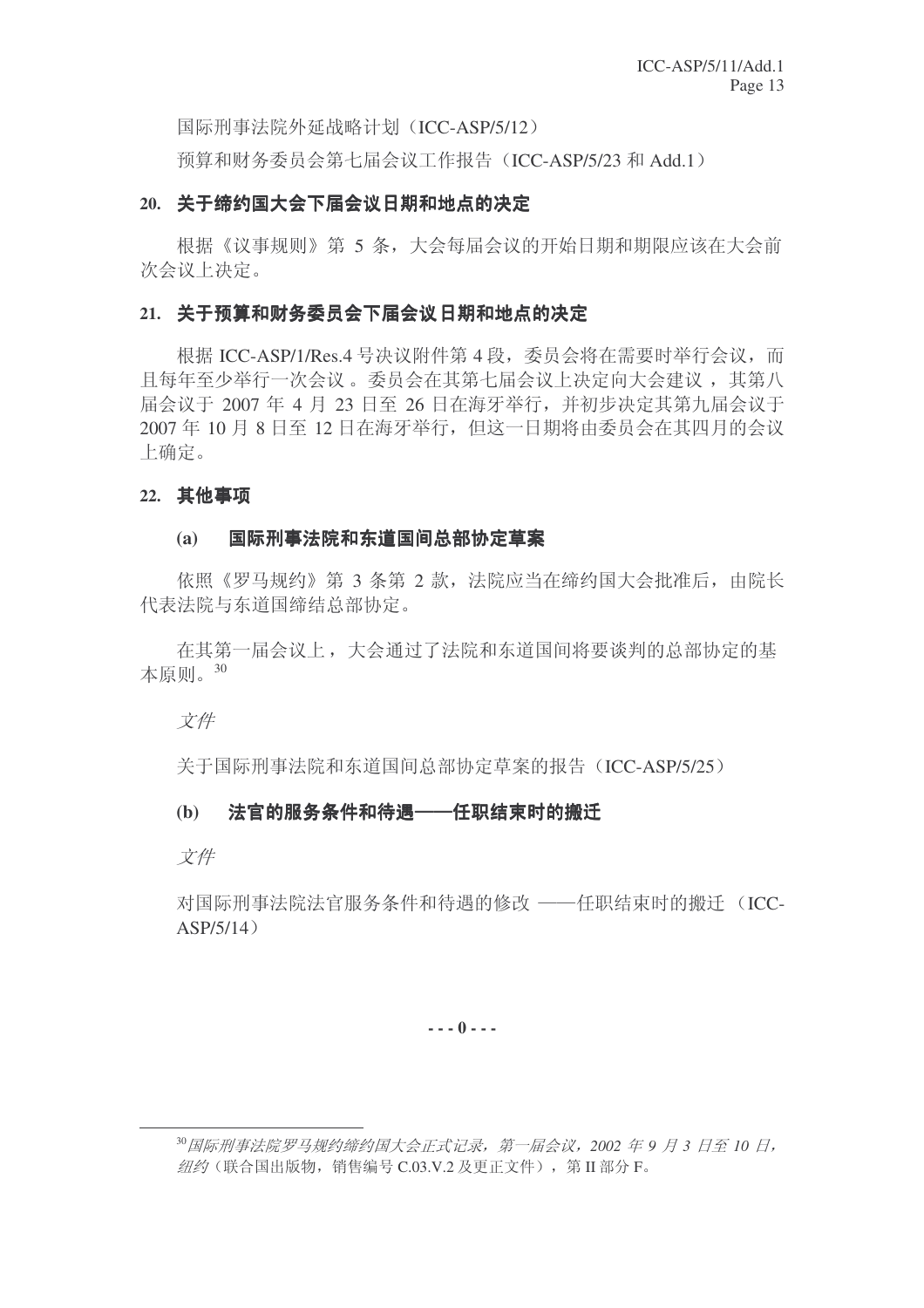国际刑事法院外延战略计划（ICC-ASP/5/12）

预算和财务委员会第七届会议工作报告（ICC-ASP/5/23 和 Add.1）

### 20. 关于缔约国大会下届会议日期和地点的决定

根据《议事规则》第 5 条，大会每届会议的开始日期和期限应该在大会前次会议上决定。

### 21. 关于预算和财务委员会下届会议日期和地点的决定

根据 ICC-ASP/1/Res.4 号决议附件第 4 段，委员会将在需要时举行会议，而且每年至少举行一次会议 。委员会在其第七届会议上决定向大会建议 ，其第八届会议于 2007 年 4 月 23 日至 26 日在海牙举行，并初步决定其第九届会议于 2007 年 10 月 8 日至 12 日在海牙举行，但这一日期将由委员会在其四月的会议上确定。

### 22. 其他事项

#### (a) 国际刑事法院和东道国间总部协定草案

依照《罗马规约》第 3 条第 2 款，法院应当在缔约国大会批准后，由院长代表法院与东道国缔结总部协定。

在其第一届会议上，大会通过了法院和东道国间将要谈判的总部协定的基本原则。[30]

*文件*

关于国际刑事法院和东道国间总部协定草案的报告（ICC-ASP/5/25）

#### (b) 法官的服务条件和待遇——任职结束时的搬迁

*文件*

对国际刑事法院法官服务条件和待遇的修改 ——任职结束时的搬迁 （ICC-ASP/5/14）

- - - 0 - - -

---

[30] *国际刑事法院罗马规约缔约国大会正式记录，第一届会议，2002 年 9 月 3 日至 10 日，纽约*（联合国出版物，销售编号 C.03.V.2 及更正文件），第 II 部分 F。